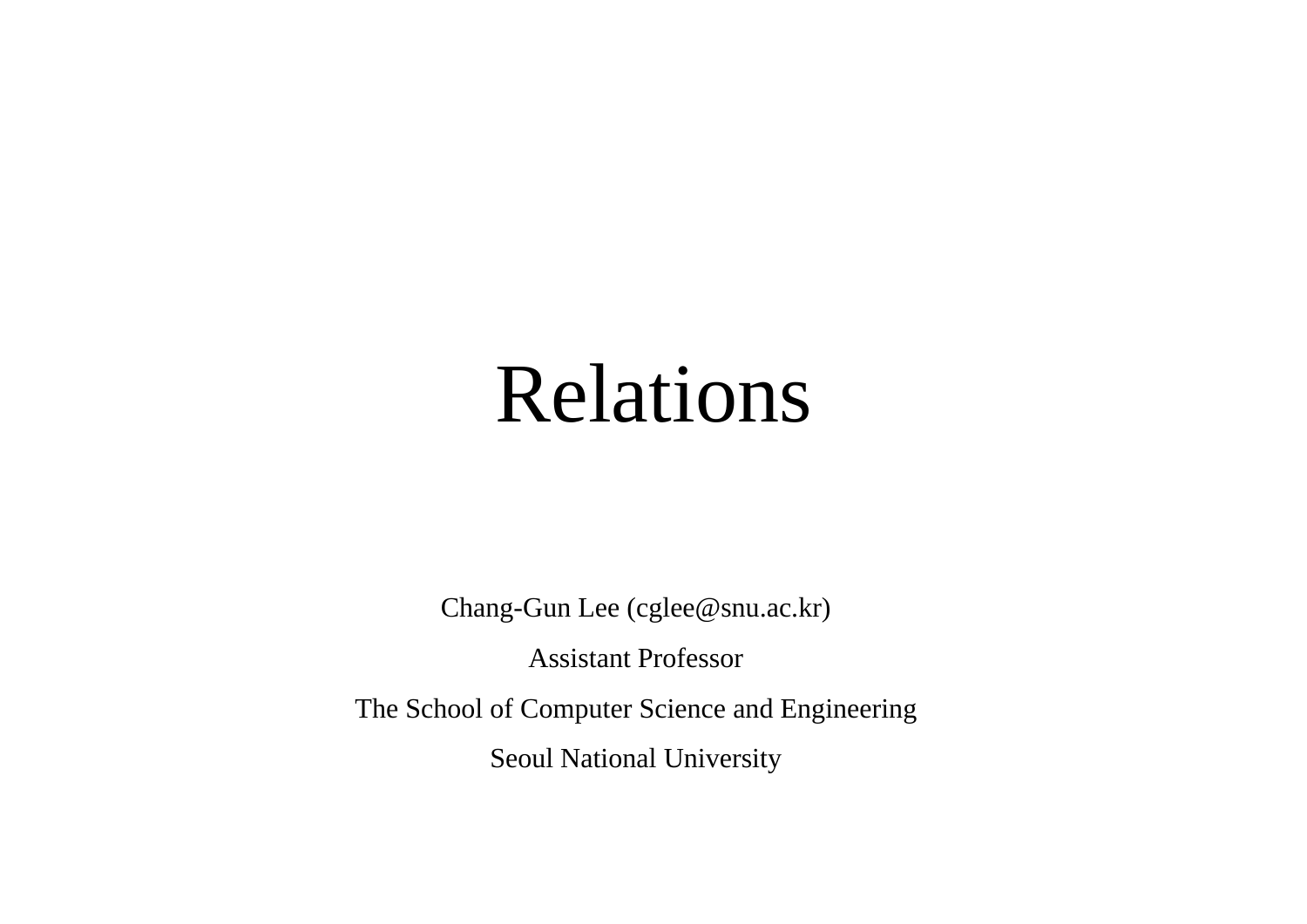# Relations

Chang-Gun Lee (cglee@snu.ac.kr)

Assistant Professor

The School of Computer Science and Engineering

Seoul National University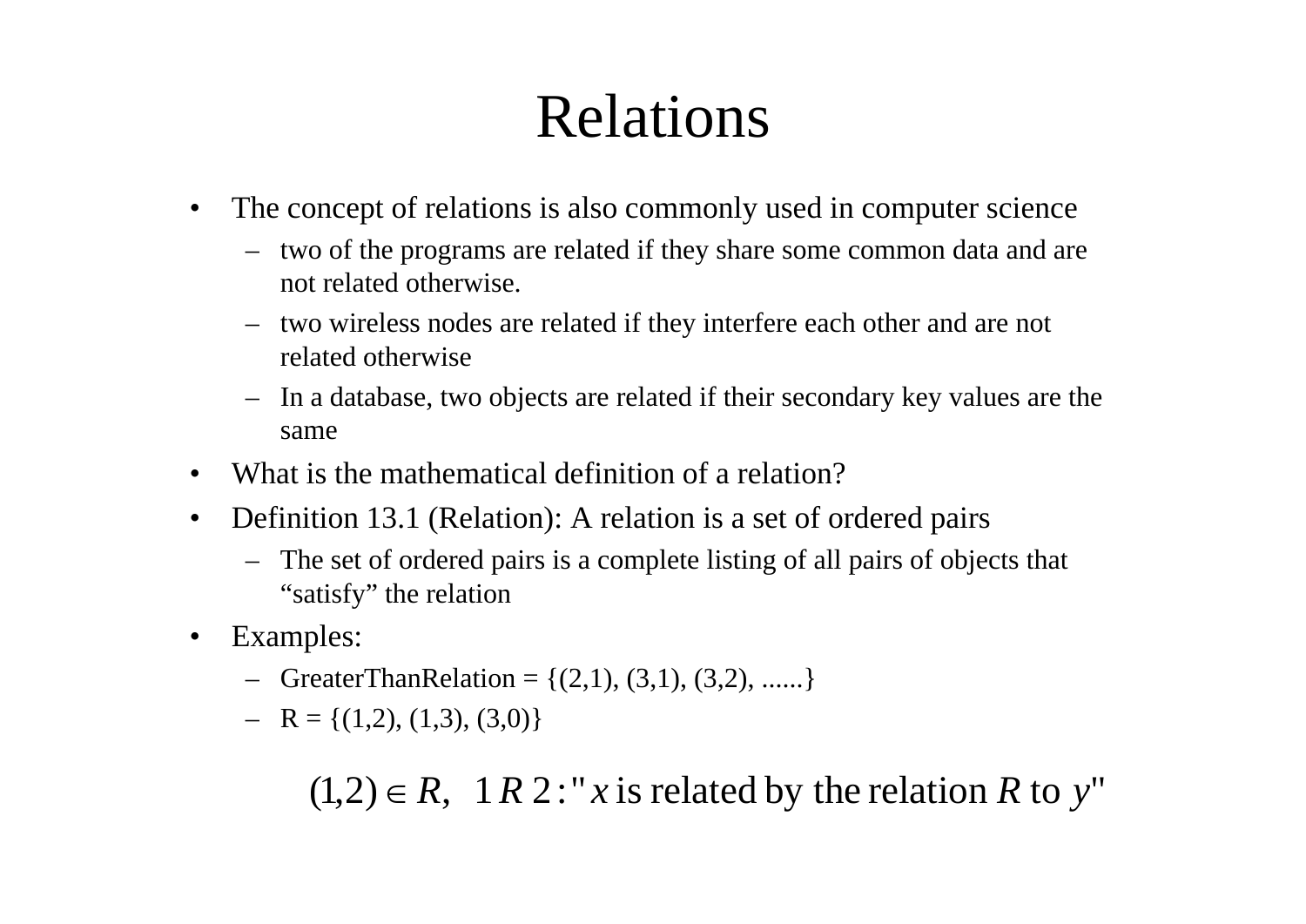# Relations

- The concept of relations is also commonly used in computer science
  - two of the programs are related if they share some common data and are not related otherwise.
  - two wireless nodes are related if they interfere each other and are not related otherwise
  - In a database, two objects are related if their secondary key values are the same
- What is the mathematical definition of a relation?
- Definition 13.1 (Relation): A relation is a set of ordered pairs
  - The set of ordered pairs is a complete listing of all pairs of objects that “satisfy” the relation
- Examples:
  - GreaterThanRelation = {(2,1), (3,1), (3,2), ......}
  - R = {(1,2), (1,3), (3,0)}

$$(1,2) \in R, \quad 1\,R\,2 : \text{"}x \text{ is related by the relation } R \text{ to } y\text{"}$$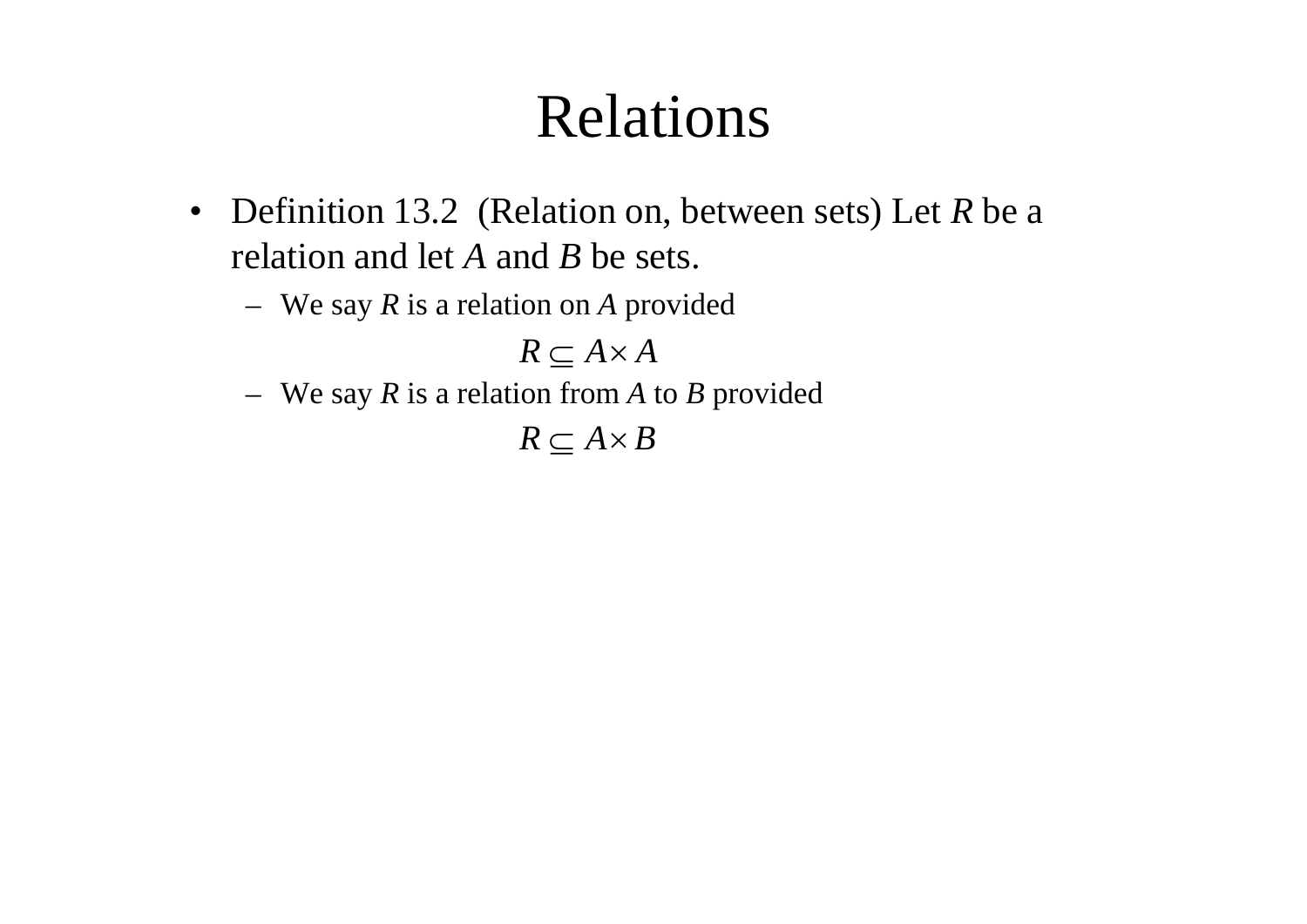# Relations

- Definition 13.2 (Relation on, between sets) Let $R$ be a relation and let $A$ and $B$ be sets.
  - We say $R$ is a relation on $A$ provided

$$R \subseteq A \times A$$

  - We say $R$ is a relation from $A$ to $B$ provided

$$R \subseteq A \times B$$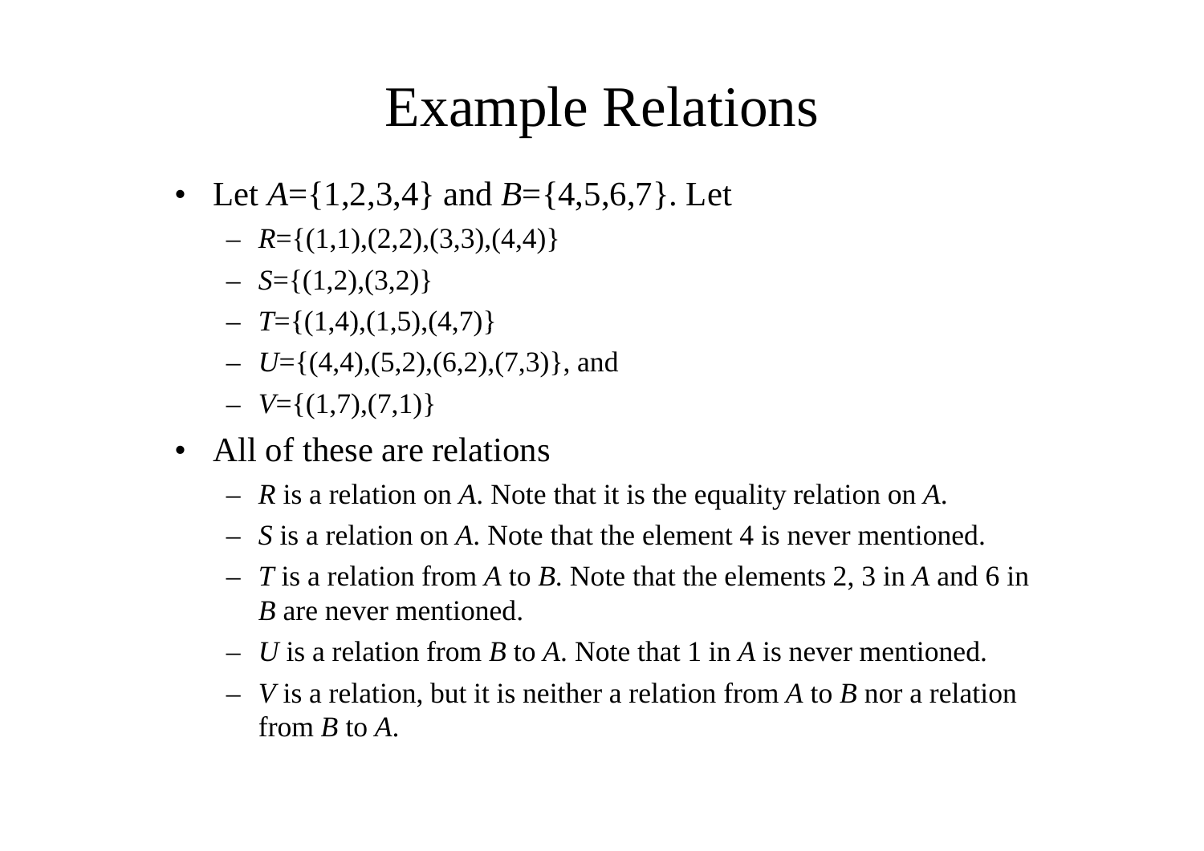# Example Relations

- Let $A=\{1,2,3,4\}$ and $B=\{4,5,6,7\}$. Let
  - $R=\{(1,1),(2,2),(3,3),(4,4)\}$
  - $S=\{(1,2),(3,2)\}$
  - $T=\{(1,4),(1,5),(4,7)\}$
  - $U=\{(4,4),(5,2),(6,2),(7,3)\}$, and
  - $V=\{(1,7),(7,1)\}$
- All of these are relations
  - $R$ is a relation on $A$. Note that it is the equality relation on $A$.
  - $S$ is a relation on $A$. Note that the element 4 is never mentioned.
  - $T$ is a relation from $A$ to $B$. Note that the elements 2, 3 in $A$ and 6 in $B$ are never mentioned.
  - $U$ is a relation from $B$ to $A$. Note that 1 in $A$ is never mentioned.
  - $V$ is a relation, but it is neither a relation from $A$ to $B$ nor a relation from $B$ to $A$.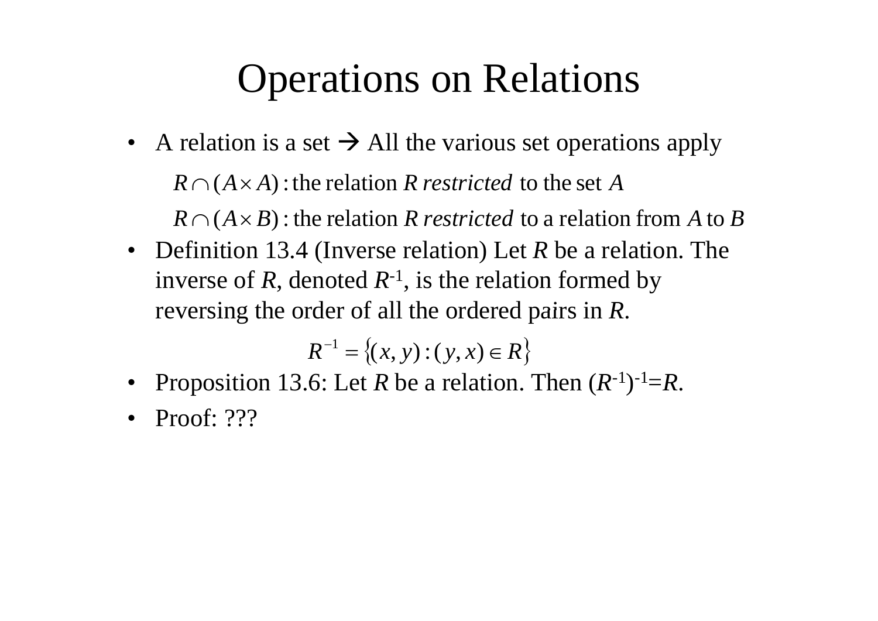# Operations on Relations

- A relation is a set → All the various set operations apply

  $R \cap (A \times A)$ : the relation $R$ *restricted* to the set $A$

  $R \cap (A \times B)$ : the relation $R$ *restricted* to a relation from $A$ to $B$

- Definition 13.4 (Inverse relation) Let $R$ be a relation. The inverse of $R$, denoted $R^{-1}$, is the relation formed by reversing the order of all the ordered pairs in $R$.

$$R^{-1} = \{(x, y) : (y, x) \in R\}$$

- Proposition 13.6: Let $R$ be a relation. Then $(R^{-1})^{-1} = R$.
- Proof: ???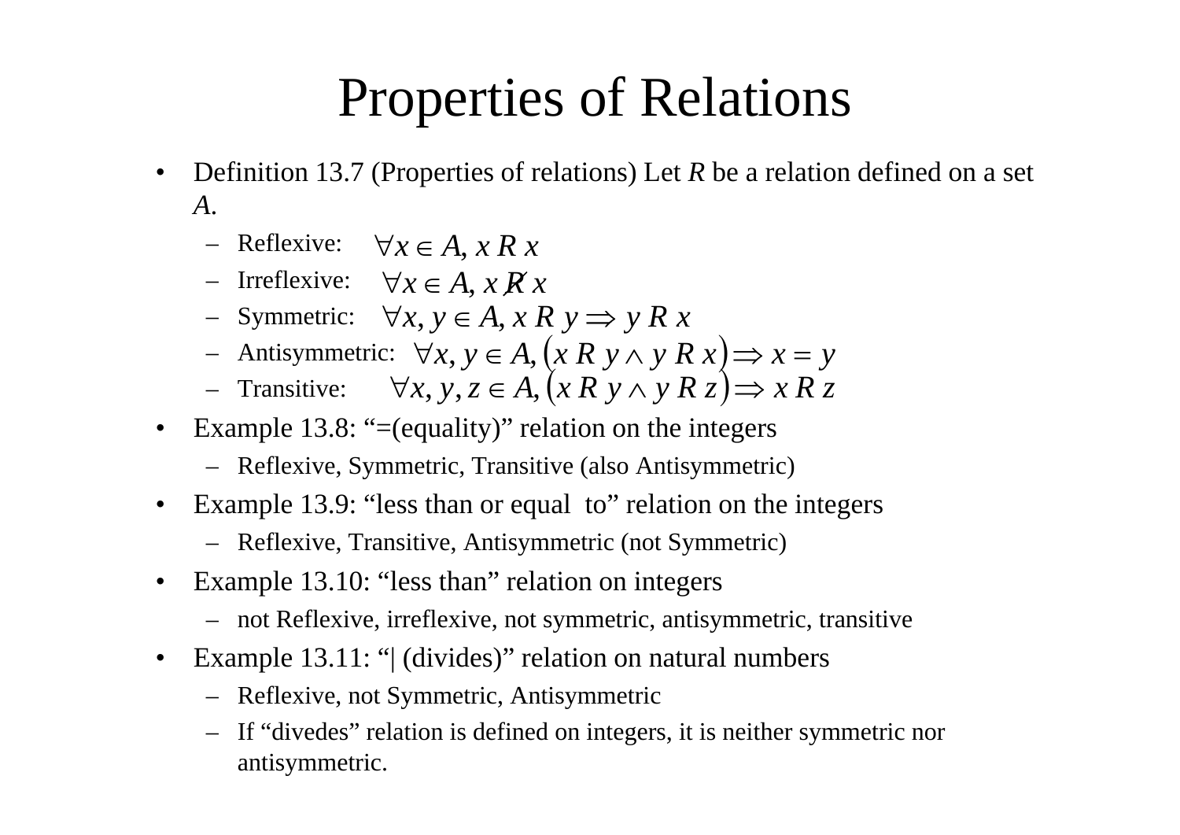# Properties of Relations

- Definition 13.7 (Properties of relations) Let *R* be a relation defined on a set *A*.
  - Reflexive: $\forall x \in A, x\ R\ x$
  - Irreflexive: $\forall x \in A, x \not R\ x$
  - Symmetric: $\forall x, y \in A, x\ R\ y \Rightarrow y\ R\ x$
  - Antisymmetric: $\forall x, y \in A, (x\ R\ y \wedge y\ R\ x) \Rightarrow x = y$
  - Transitive: $\forall x, y, z \in A, (x\ R\ y \wedge y\ R\ z) \Rightarrow x\ R\ z$
- Example 13.8: "=(equality)" relation on the integers
  - Reflexive, Symmetric, Transitive (also Antisymmetric)
- Example 13.9: "less than or equal to" relation on the integers
  - Reflexive, Transitive, Antisymmetric (not Symmetric)
- Example 13.10: "less than" relation on integers
  - not Reflexive, irreflexive, not symmetric, antisymmetric, transitive
- Example 13.11: "| (divides)" relation on natural numbers
  - Reflexive, not Symmetric, Antisymmetric
  - If "divedes" relation is defined on integers, it is neither symmetric nor antisymmetric.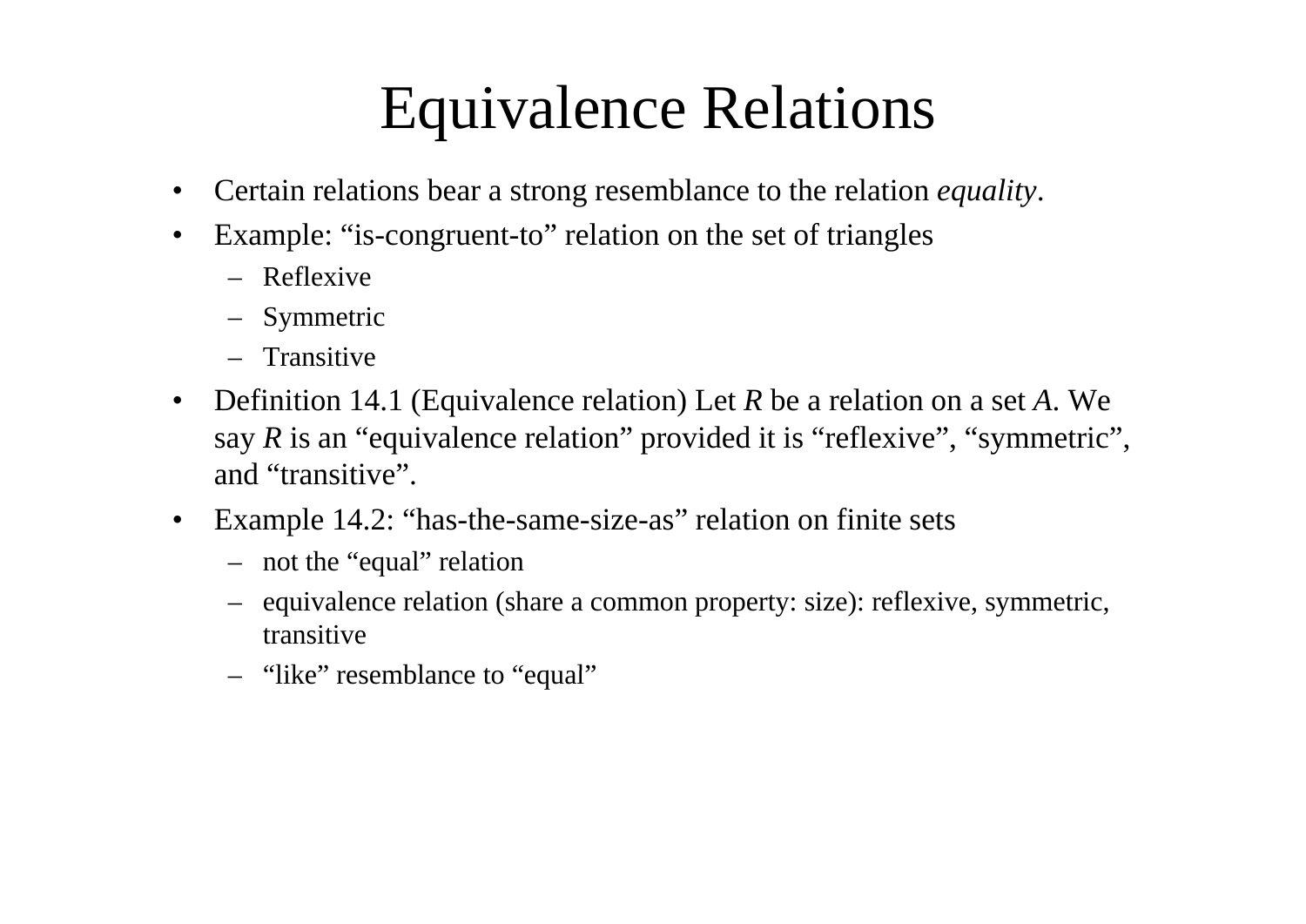# Equivalence Relations

- Certain relations bear a strong resemblance to the relation *equality*.
- Example: “is-congruent-to” relation on the set of triangles
  - Reflexive
  - Symmetric
  - Transitive
- Definition 14.1 (Equivalence relation) Let $R$ be a relation on a set $A$. We say $R$ is an “equivalence relation” provided it is “reflexive”, “symmetric”, and “transitive”.
- Example 14.2: “has-the-same-size-as” relation on finite sets
  - not the “equal” relation
  - equivalence relation (share a common property: size): reflexive, symmetric, transitive
  - “like” resemblance to “equal”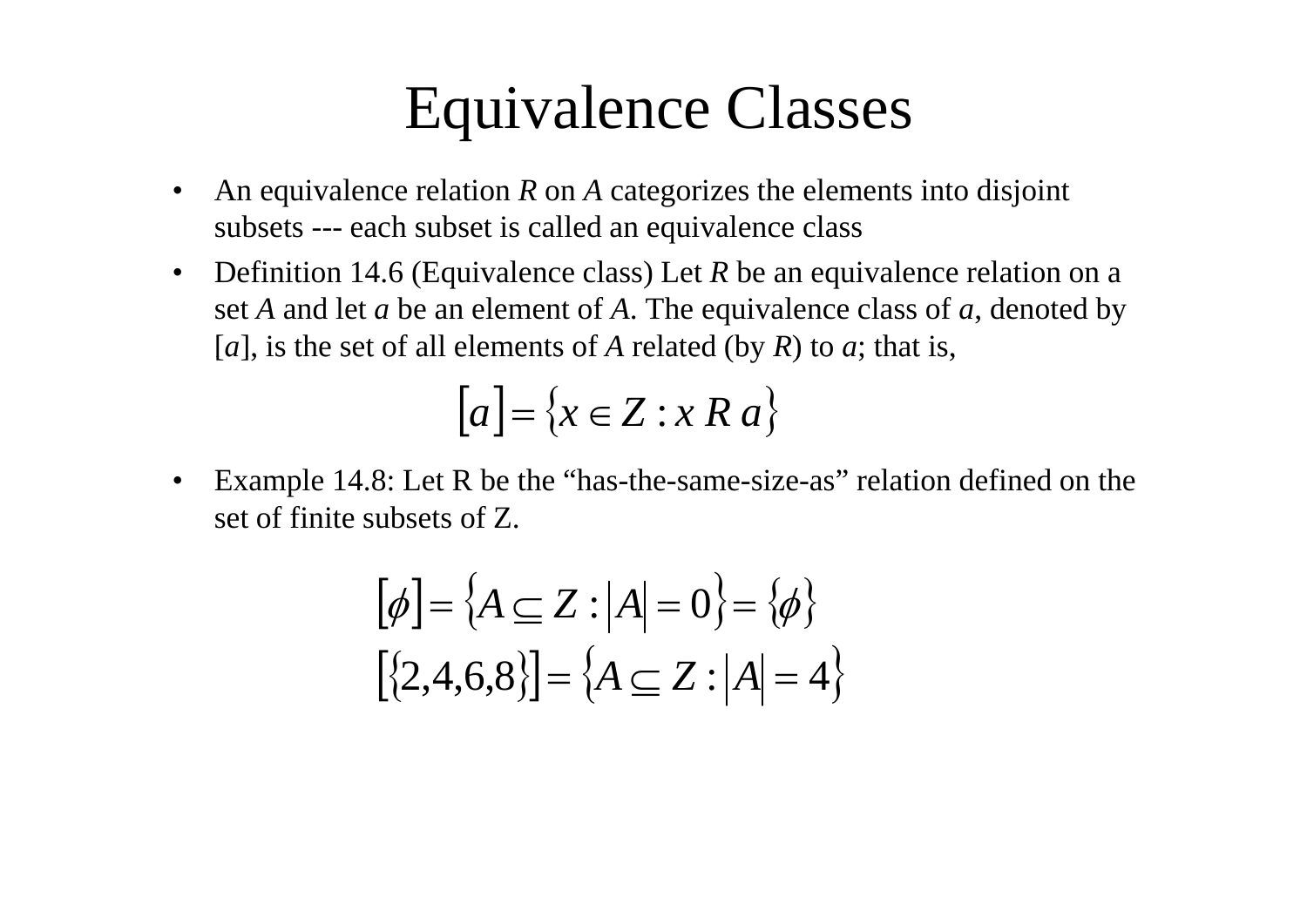# Equivalence Classes

- An equivalence relation *R* on *A* categorizes the elements into disjoint subsets --- each subset is called an equivalence class
- Definition 14.6 (Equivalence class) Let *R* be an equivalence relation on a set *A* and let *a* be an element of *A*. The equivalence class of *a*, denoted by [*a*], is the set of all elements of *A* related (by *R*) to *a*; that is,

$$[a] = \{x \in Z : x \; R \; a\}$$

- Example 14.8: Let R be the "has-the-same-size-as" relation defined on the set of finite subsets of Z.

$$[\phi] = \{A \subseteq Z : |A| = 0\} = \{\phi\}$$

$$[\{2,4,6,8\}] = \{A \subseteq Z : |A| = 4\}$$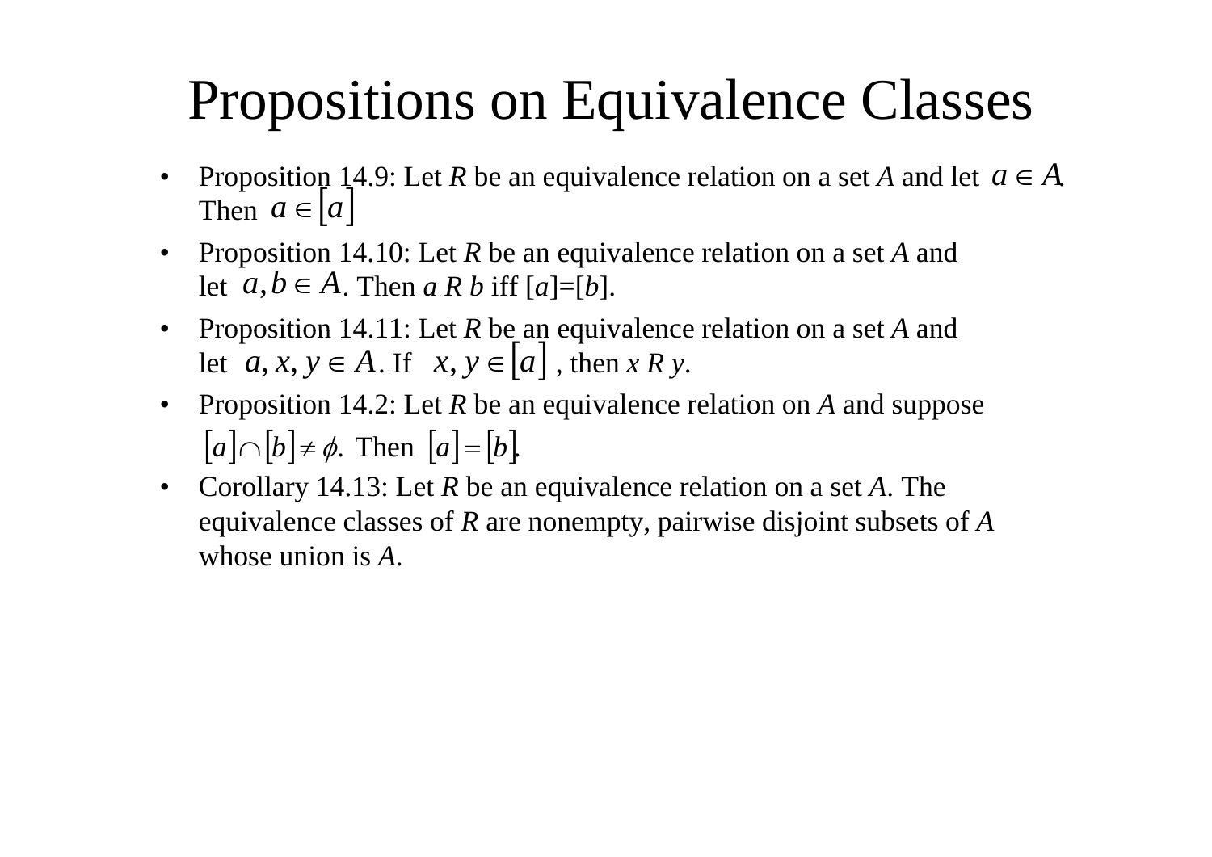# Propositions on Equivalence Classes

- Proposition 14.9: Let $R$ be an equivalence relation on a set $A$ and let $a \in A$. Then $a \in [a]$
- Proposition 14.10: Let $R$ be an equivalence relation on a set $A$ and let $a, b \in A$. Then $a \, R \, b$ iff $[a]=[b]$.
- Proposition 14.11: Let $R$ be an equivalence relation on a set $A$ and let $a, x, y \in A$. If $x, y \in [a]$, then $x \, R \, y$.
- Proposition 14.2: Let $R$ be an equivalence relation on $A$ and suppose $[a] \cap [b] \neq \phi$. Then $[a] = [b]$.
- Corollary 14.13: Let $R$ be an equivalence relation on a set $A$. The equivalence classes of $R$ are nonempty, pairwise disjoint subsets of $A$ whose union is $A$.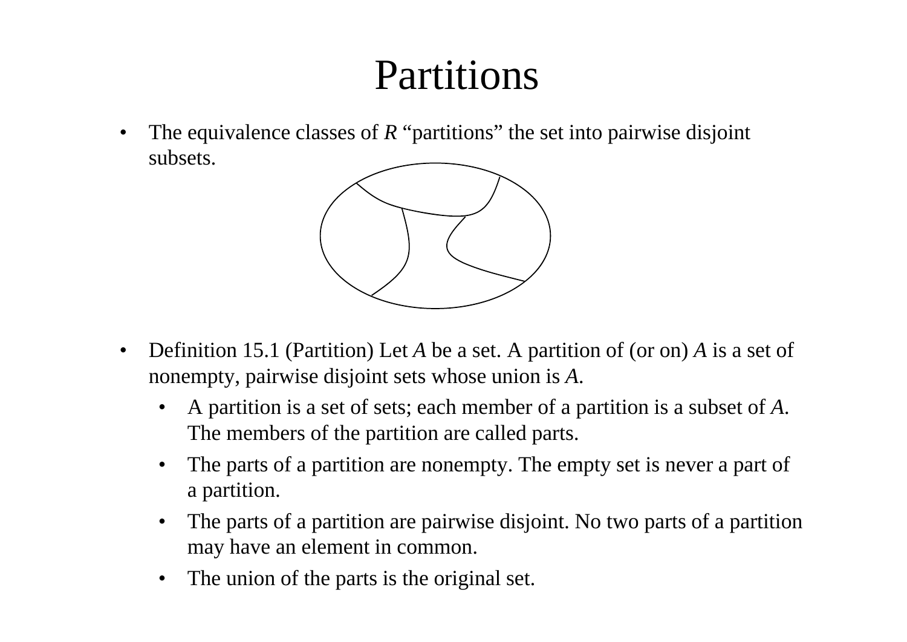# Partitions

- The equivalence classes of $R$ "partitions" the set into pairwise disjoint subsets.

- Definition 15.1 (Partition) Let $A$ be a set. A partition of (or on) $A$ is a set of nonempty, pairwise disjoint sets whose union is $A$.
  - A partition is a set of sets; each member of a partition is a subset of $A$. The members of the partition are called parts.
  - The parts of a partition are nonempty. The empty set is never a part of a partition.
  - The parts of a partition are pairwise disjoint. No two parts of a partition may have an element in common.
  - The union of the parts is the original set.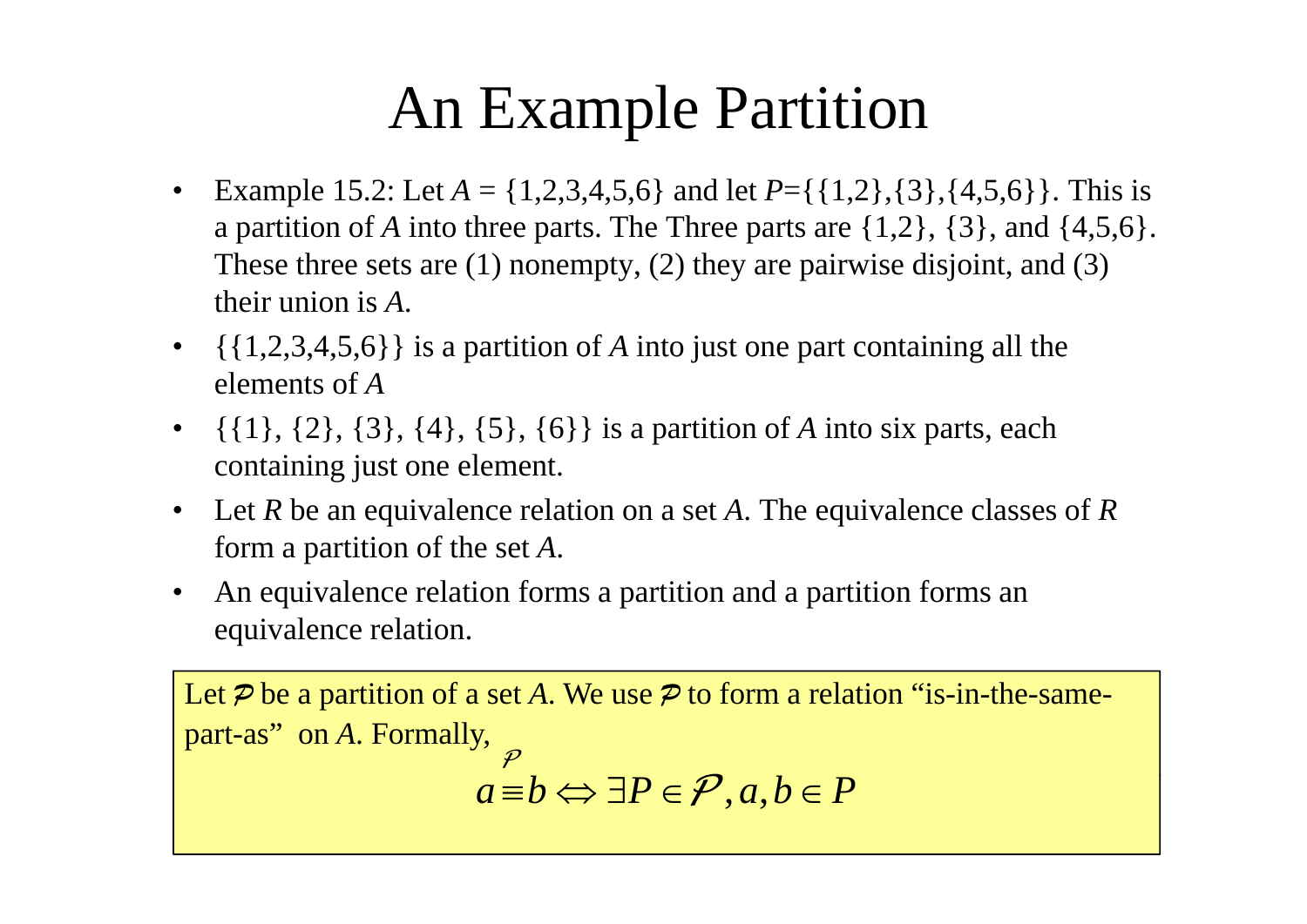# An Example Partition

- Example 15.2: Let $A = \{1,2,3,4,5,6\}$ and let $P=\{\{1,2\},\{3\},\{4,5,6\}\}$. This is a partition of $A$ into three parts. The Three parts are $\{1,2\}$, $\{3\}$, and $\{4,5,6\}$. These three sets are (1) nonempty, (2) they are pairwise disjoint, and (3) their union is $A$.
- $\{\{1,2,3,4,5,6\}\}$ is a partition of $A$ into just one part containing all the elements of $A$
- $\{\{1\}, \{2\}, \{3\}, \{4\}, \{5\}, \{6\}\}$ is a partition of $A$ into six parts, each containing just one element.
- Let $R$ be an equivalence relation on a set $A$. The equivalence classes of $R$ form a partition of the set $A$.
- An equivalence relation forms a partition and a partition forms an equivalence relation.

Let $\mathcal{P}$ be a partition of a set $A$. We use $\mathcal{P}$ to form a relation "is-in-the-same-part-as" on $A$. Formally,

$$a \overset{\mathcal{P}}{\equiv} b \Leftrightarrow \exists P \in \mathcal{P}, a, b \in P$$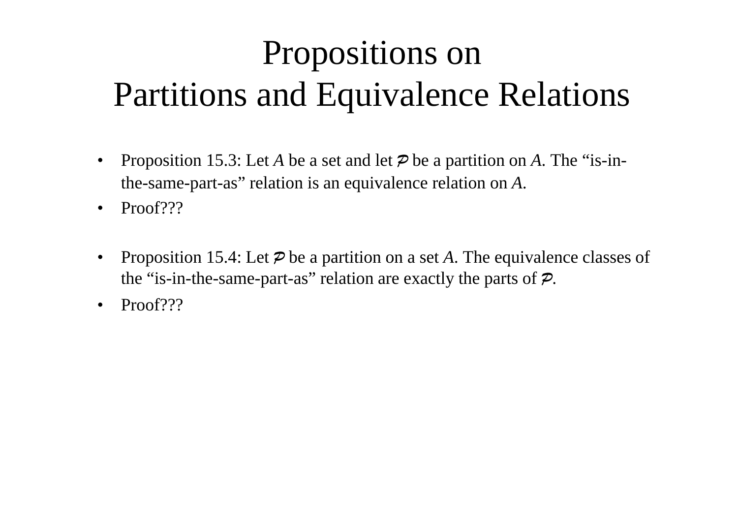# Propositions on Partitions and Equivalence Relations

- Proposition 15.3: Let *A* be a set and let $\mathcal{P}$ be a partition on *A*. The "is-in-the-same-part-as" relation is an equivalence relation on *A*.
- Proof???

- Proposition 15.4: Let $\mathcal{P}$ be a partition on a set *A*. The equivalence classes of the "is-in-the-same-part-as" relation are exactly the parts of $\mathcal{P}$.
- Proof???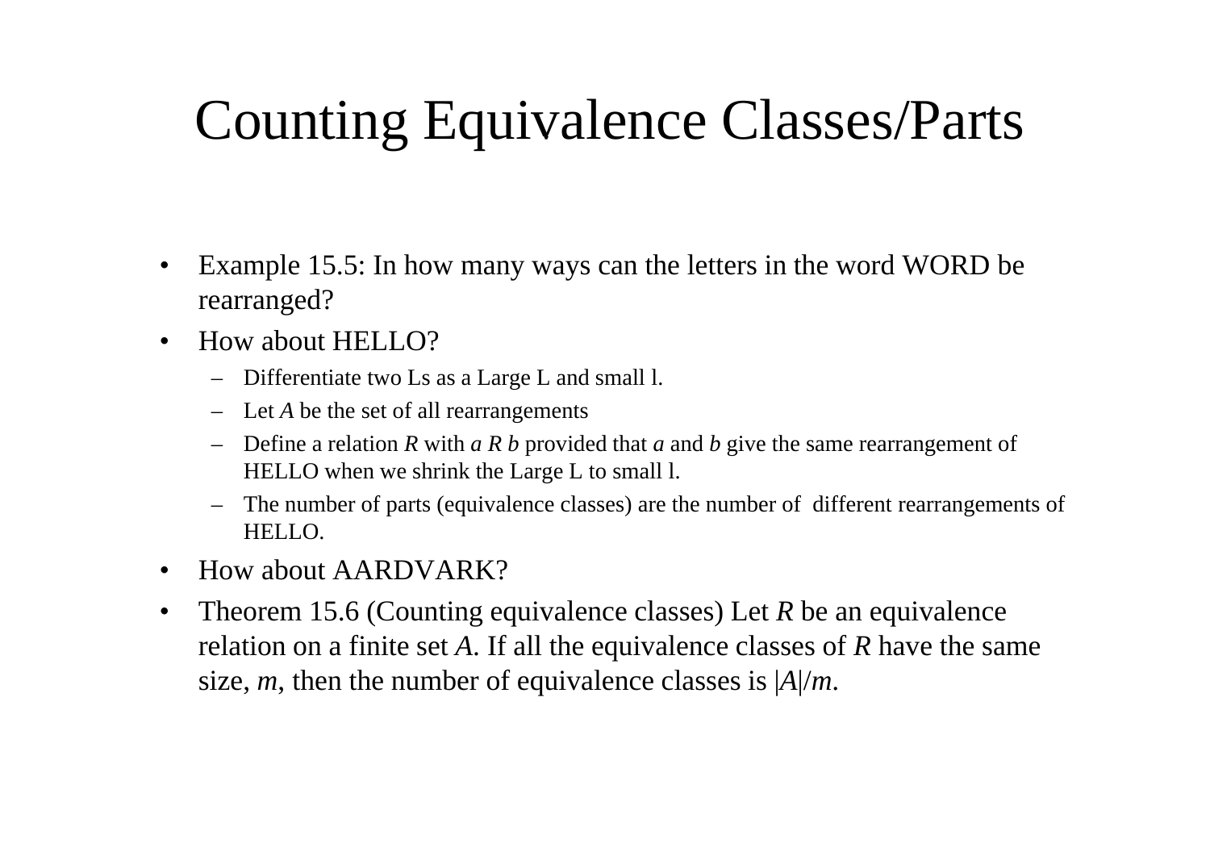# Counting Equivalence Classes/Parts

- Example 15.5: In how many ways can the letters in the word WORD be rearranged?
- How about HELLO?
  - Differentiate two Ls as a Large L and small l.
  - Let *A* be the set of all rearrangements
  - Define a relation *R* with *a R b* provided that *a* and *b* give the same rearrangement of HELLO when we shrink the Large L to small l.
  - The number of parts (equivalence classes) are the number of different rearrangements of HELLO.
- How about AARDVARK?
- Theorem 15.6 (Counting equivalence classes) Let *R* be an equivalence relation on a finite set *A*. If all the equivalence classes of *R* have the same size, *m*, then the number of equivalence classes is $|A|/m$.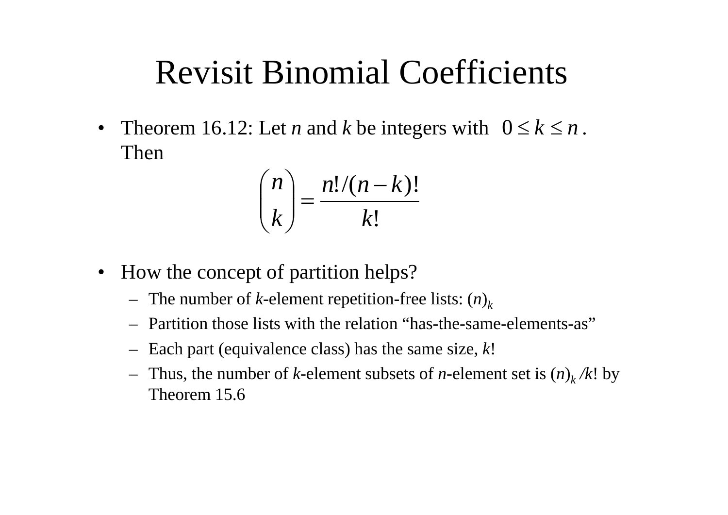# Revisit Binomial Coefficients

- Theorem 16.12: Let *n* and *k* be integers with $0 \le k \le n$. Then

$$\binom{n}{k} = \frac{n!/(n-k)!}{k!}$$

- How the concept of partition helps?
  - The number of *k*-element repetition-free lists: $(n)_k$
  - Partition those lists with the relation “has-the-same-elements-as”
  - Each part (equivalence class) has the same size, $k!$
  - Thus, the number of ***k***-element subsets of ***n***-element set is $(n)_k / k!$ by Theorem 15.6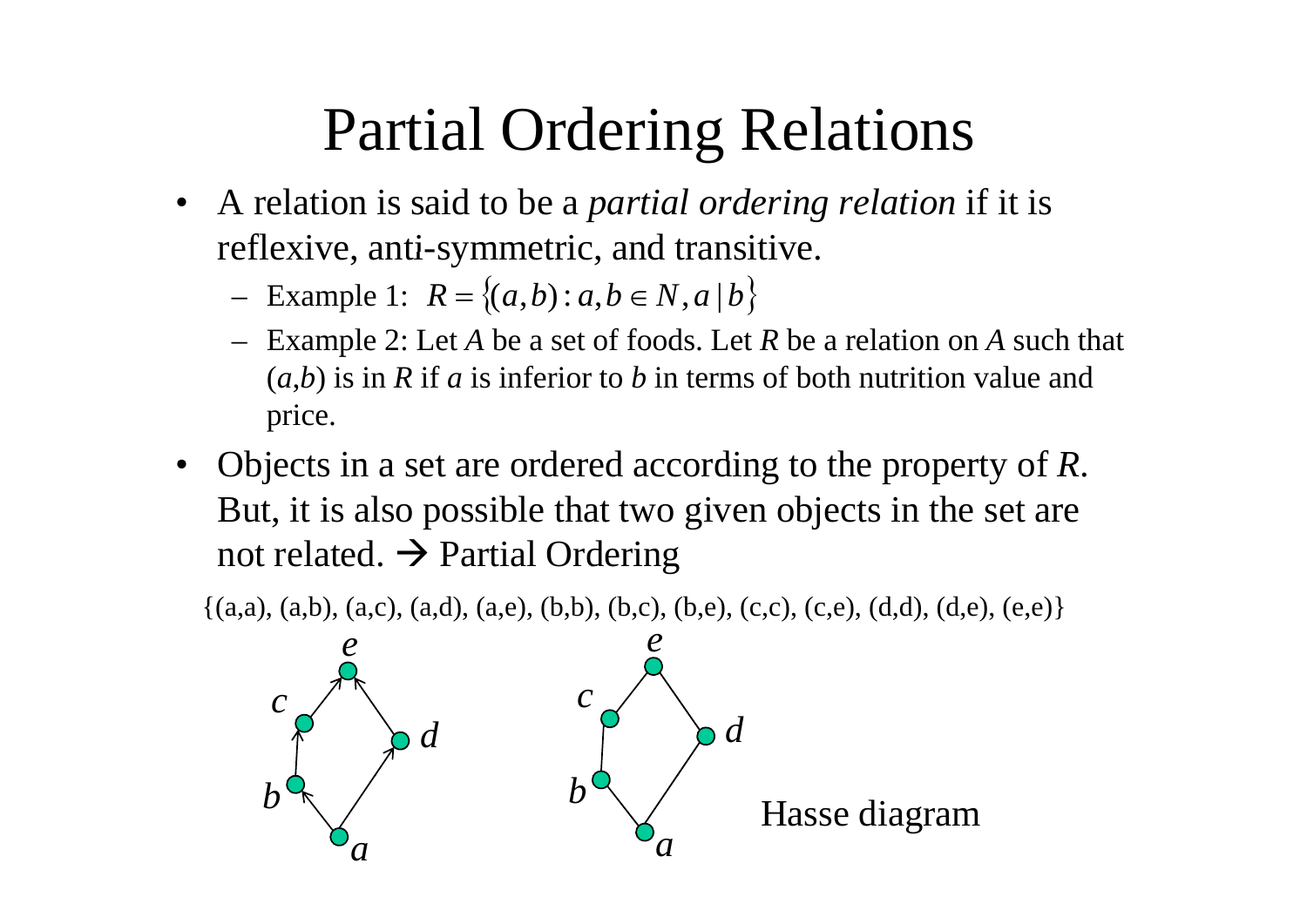# Partial Ordering Relations

- A relation is said to be a *partial ordering relation* if it is reflexive, anti-symmetric, and transitive.
  - Example 1: $R = \{(a,b) : a,b \in N, a \mid b\}$
  - Example 2: Let *A* be a set of foods. Let *R* be a relation on *A* such that (*a*,*b*) is in *R* if *a* is inferior to *b* in terms of both nutrition value and price.
- Objects in a set are ordered according to the property of *R*. But, it is also possible that two given objects in the set are not related. → Partial Ordering

{(a,a), (a,b), (a,c), (a,d), (a,e), (b,b), (b,c), (b,e), (c,c), (c,e), (d,d), (d,e), (e,e)}

Hasse diagram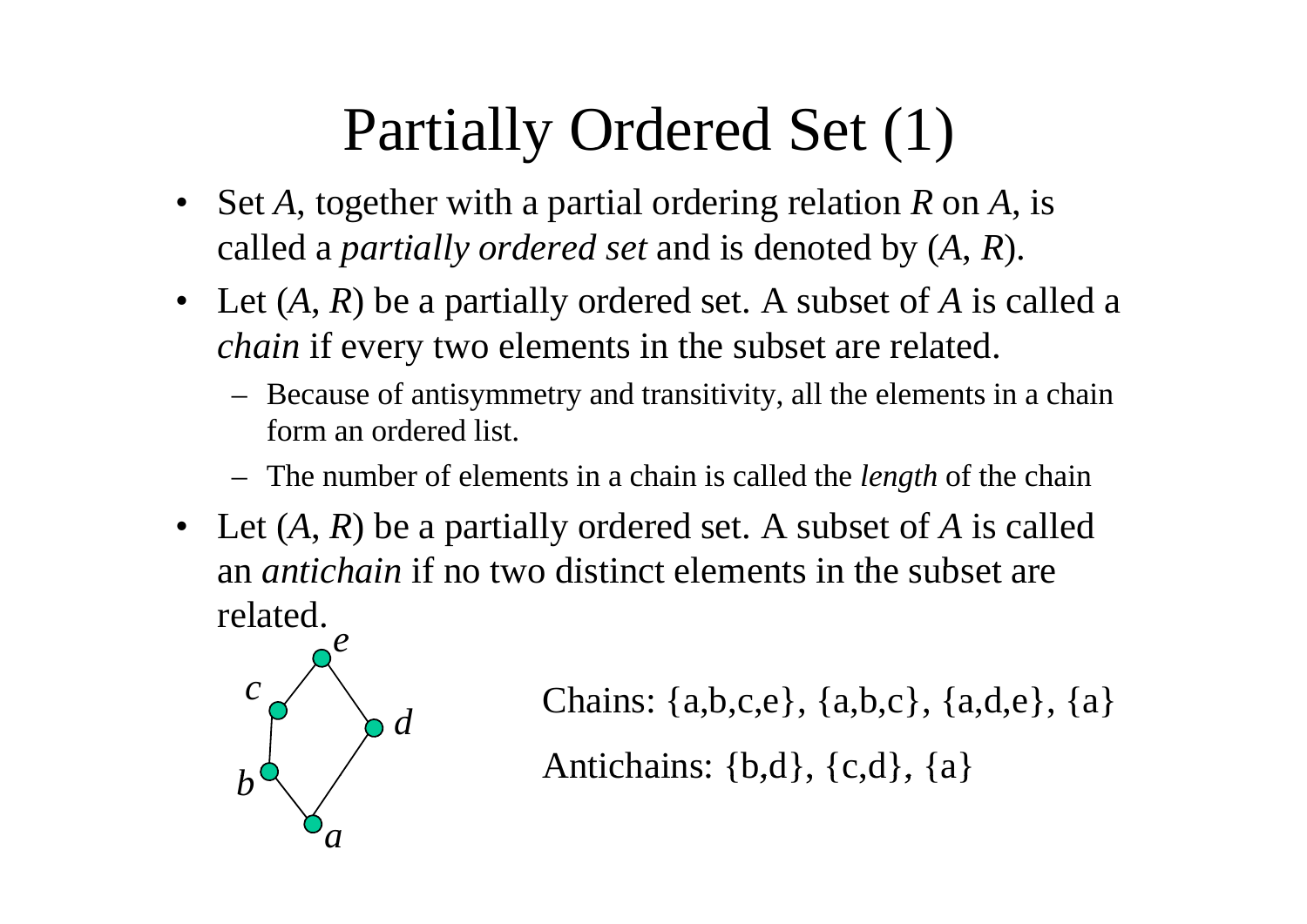# Partially Ordered Set (1)

- Set *A*, together with a partial ordering relation *R* on *A*, is called a *partially ordered set* and is denoted by (*A*, *R*).
- Let (*A*, *R*) be a partially ordered set. A subset of *A* is called a *chain* if every two elements in the subset are related.
  - Because of antisymmetry and transitivity, all the elements in a chain form an ordered list.
  - The number of elements in a chain is called the *length* of the chain
- Let (*A*, *R*) be a partially ordered set. A subset of *A* is called an *antichain* if no two distinct elements in the subset are related.

*e*

*c*

*d*

*b*

*a*

Chains: {a,b,c,e}, {a,b,c}, {a,d,e}, {a}

Antichains: {b,d}, {c,d}, {a}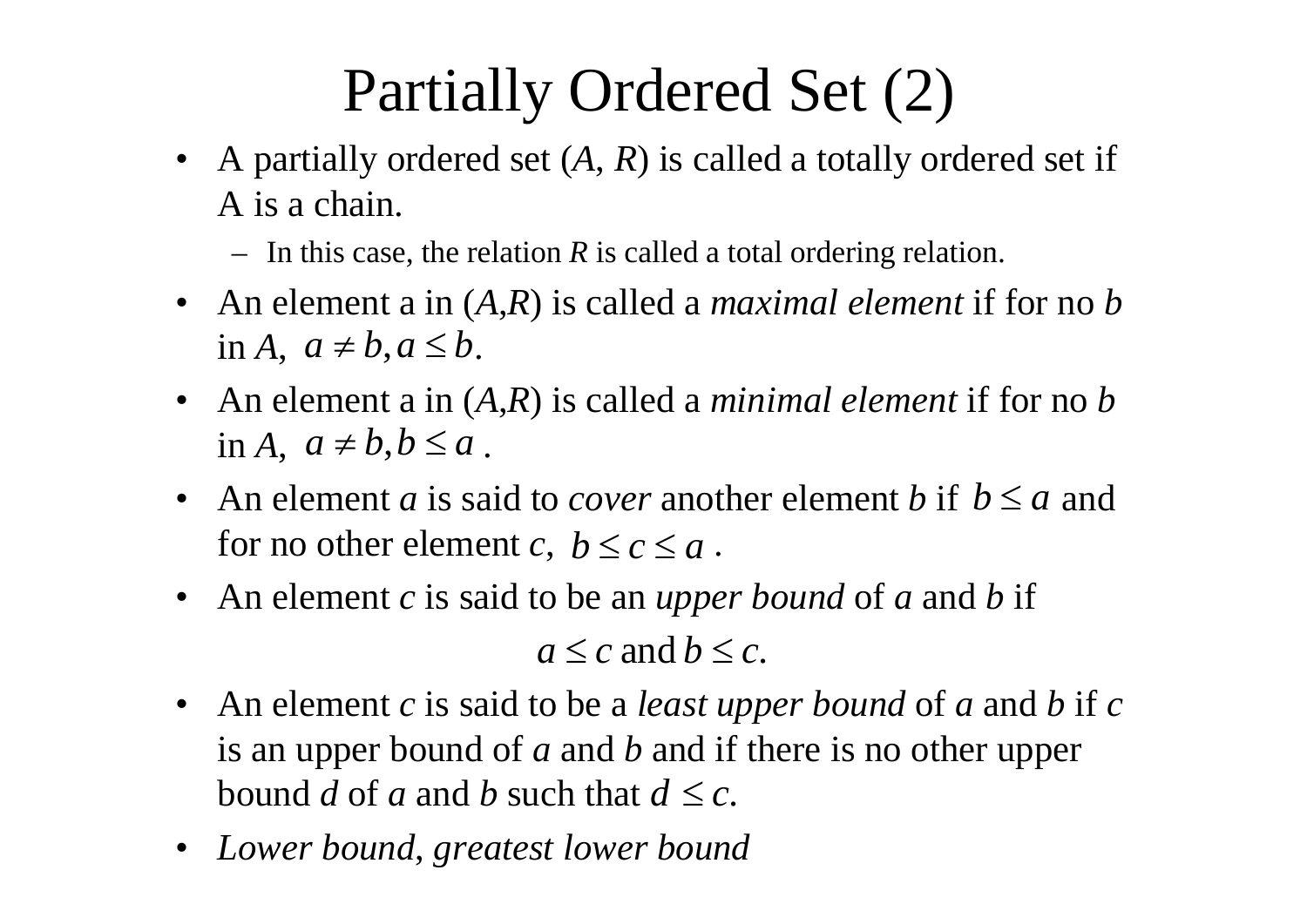# Partially Ordered Set (2)

- A partially ordered set ($A$, $R$) is called a totally ordered set if A is a chain.
  - In this case, the relation $R$ is called a total ordering relation.
- An element a in ($A$,$R$) is called a *maximal element* if for no $b$ in $A$, $a \neq b, a \leq b$.
- An element a in ($A$,$R$) is called a *minimal element* if for no $b$ in $A$, $a \neq b, b \leq a$ .
- An element $a$ is said to *cover* another element $b$ if $b \leq a$ and for no other element $c$, $b \leq c \leq a$ .
- An element $c$ is said to be an *upper bound* of $a$ and $b$ if

$$a \leq c \text{ and } b \leq c.$$

- An element $c$ is said to be a *least upper bound* of $a$ and $b$ if $c$ is an upper bound of $a$ and $b$ and if there is no other upper bound $d$ of $a$ and $b$ such that $d \leq c$.
- *Lower bound, greatest lower bound*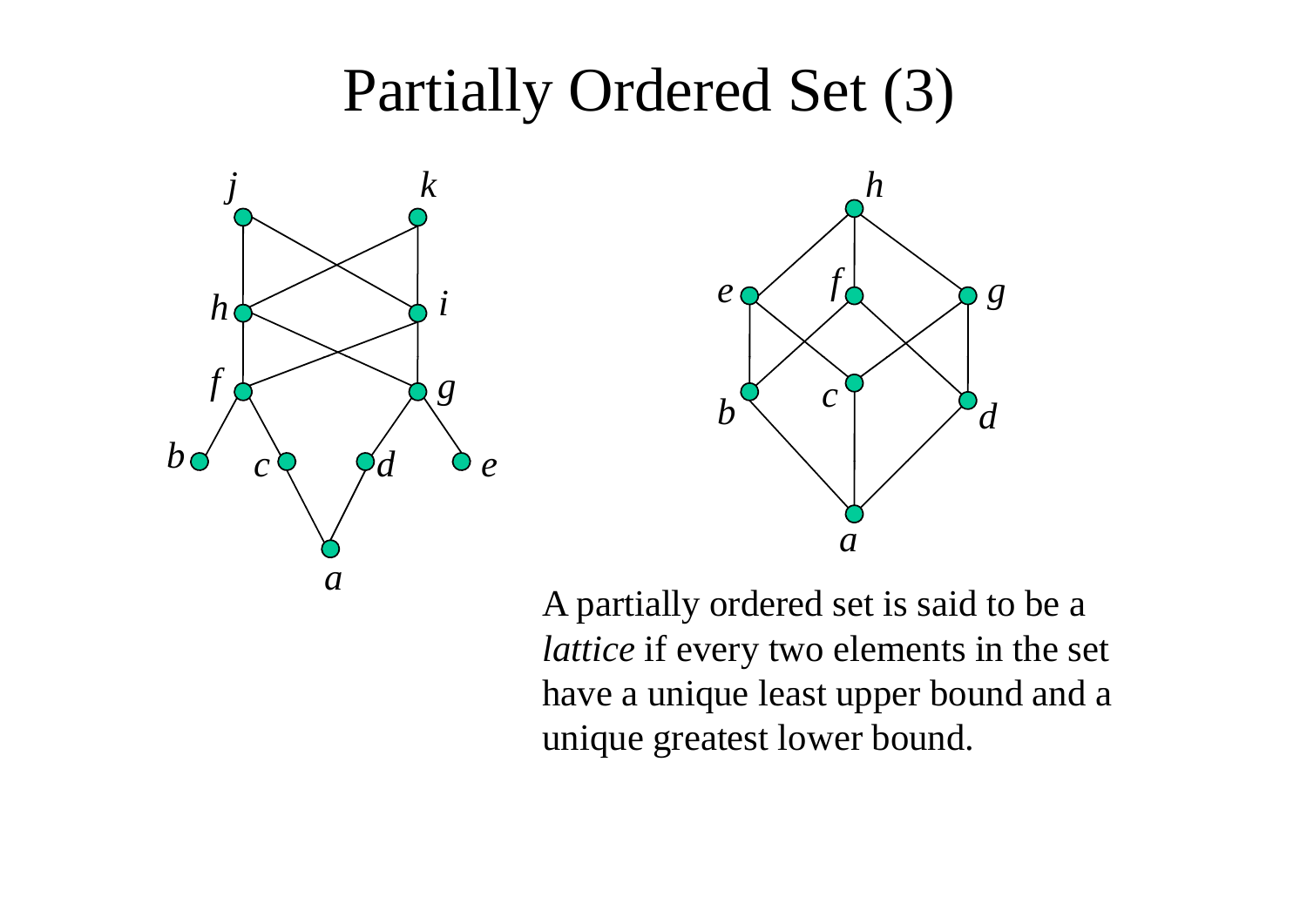# Partially Ordered Set (3)

A partially ordered set is said to be a *lattice* if every two elements in the set have a unique least upper bound and a unique greatest lower bound.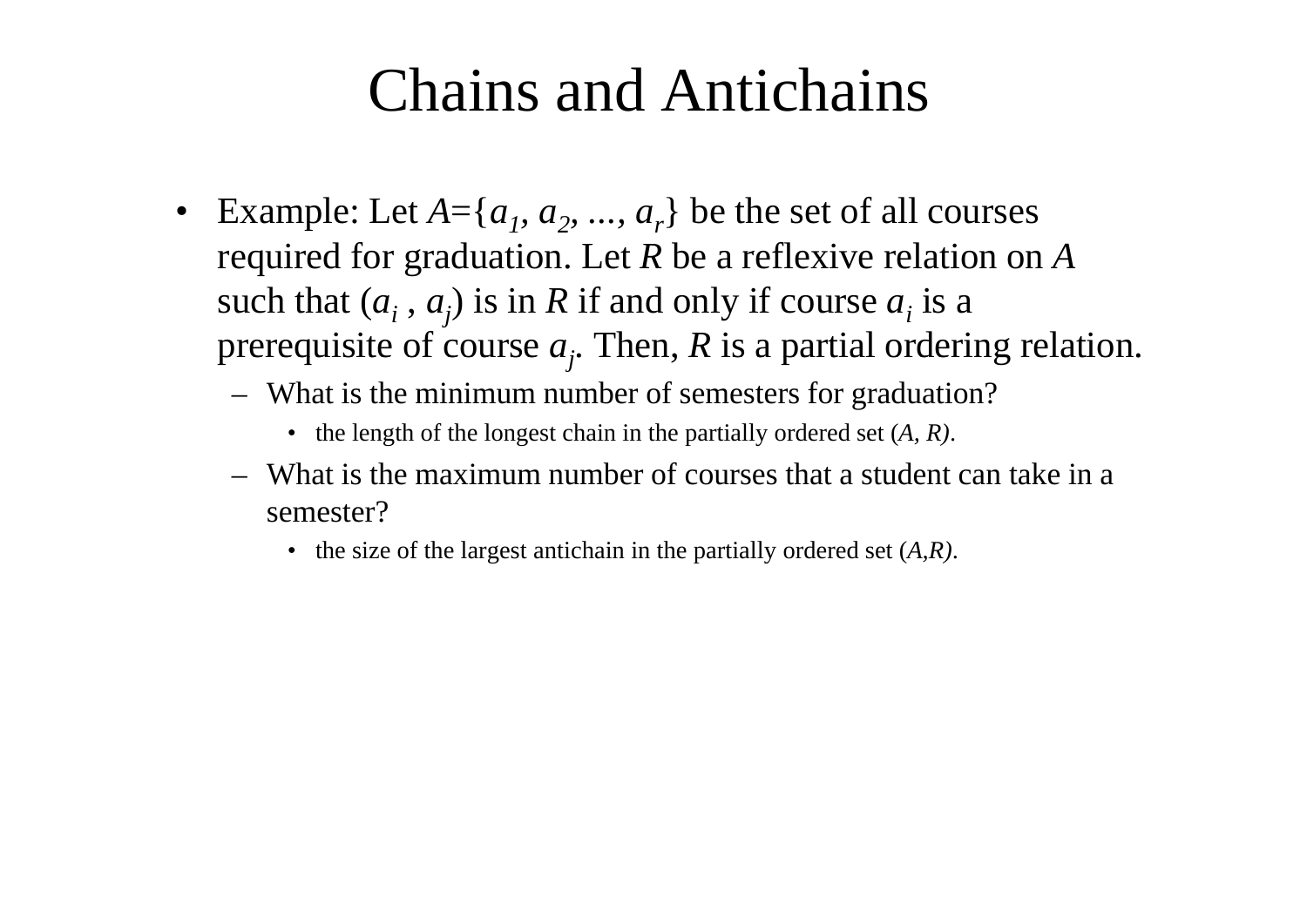# Chains and Antichains

- Example: Let $A=\{a_1, a_2, ..., a_r\}$ be the set of all courses required for graduation. Let $R$ be a reflexive relation on $A$ such that $(a_i , a_j)$ is in $R$ if and only if course $a_i$ is a prerequisite of course $a_j$. Then, $R$ is a partial ordering relation.
  - What is the minimum number of semesters for graduation?
    - the length of the longest chain in the partially ordered set $(A, R)$.
  - What is the maximum number of courses that a student can take in a semester?
    - the size of the largest antichain in the partially ordered set $(A,R)$.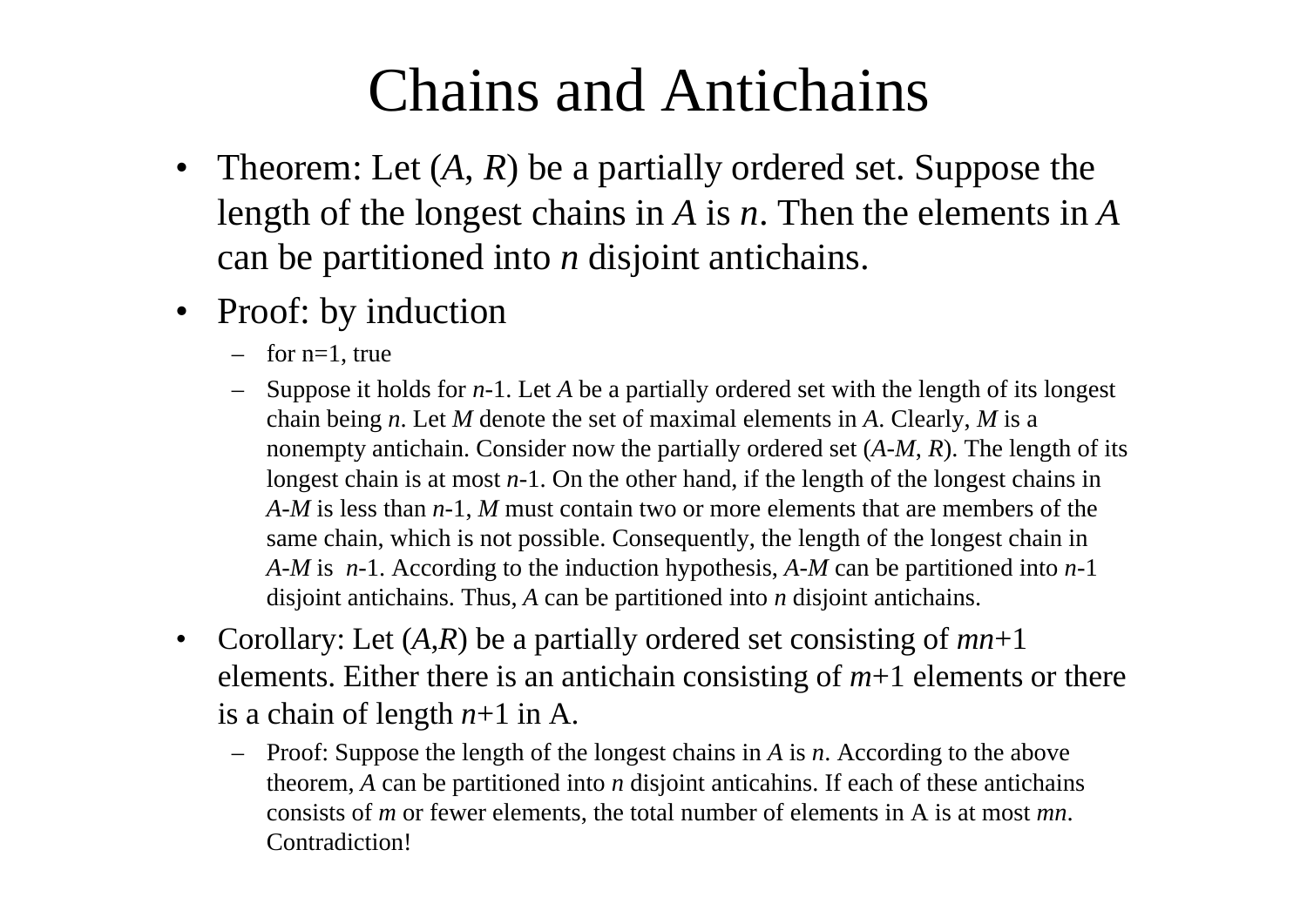# Chains and Antichains

- Theorem: Let ($A$, $R$) be a partially ordered set. Suppose the length of the longest chains in $A$ is $n$. Then the elements in $A$ can be partitioned into $n$ disjoint antichains.
- Proof: by induction
  - for n=1, true
  - Suppose it holds for $n$-1. Let $A$ be a partially ordered set with the length of its longest chain being $n$. Let $M$ denote the set of maximal elements in $A$. Clearly, $M$ is a nonempty antichain. Consider now the partially ordered set ($A$-$M$, $R$). The length of its longest chain is at most $n$-1. On the other hand, if the length of the longest chains in $A$-$M$ is less than $n$-1, $M$ must contain two or more elements that are members of the same chain, which is not possible. Consequently, the length of the longest chain in $A$-$M$ is $n$-1. According to the induction hypothesis, $A$-$M$ can be partitioned into $n$-1 disjoint antichains. Thus, $A$ can be partitioned into $n$ disjoint antichains.
- Corollary: Let ($A$,$R$) be a partially ordered set consisting of $mn$+1 elements. Either there is an antichain consisting of $m$+1 elements or there is a chain of length $n$+1 in A.
  - Proof: Suppose the length of the longest chains in $A$ is $n$. According to the above theorem, $A$ can be partitioned into $n$ disjoint anticahins. If each of these antichains consists of $m$ or fewer elements, the total number of elements in A is at most $mn$. Contradiction!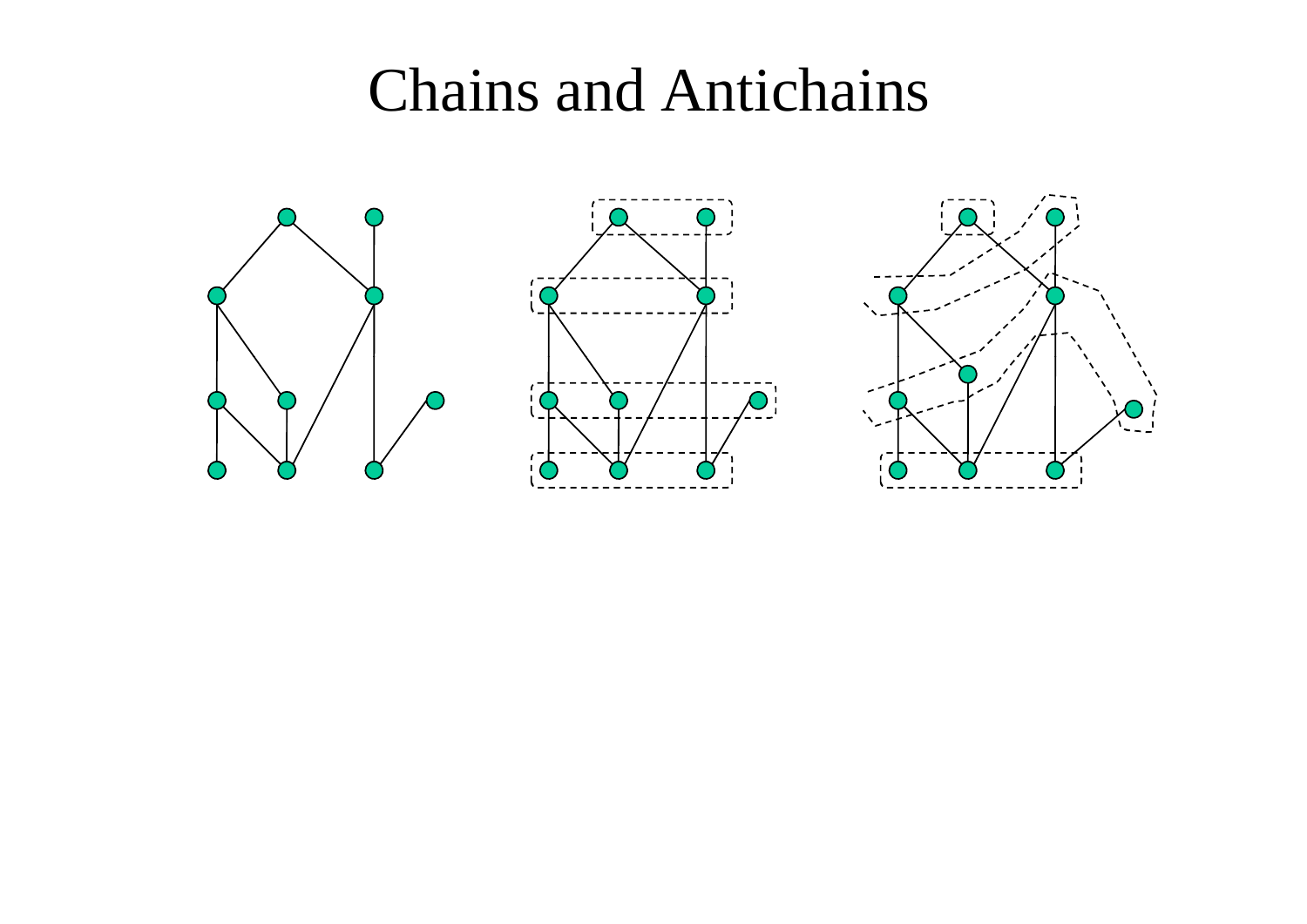# Chains and Antichains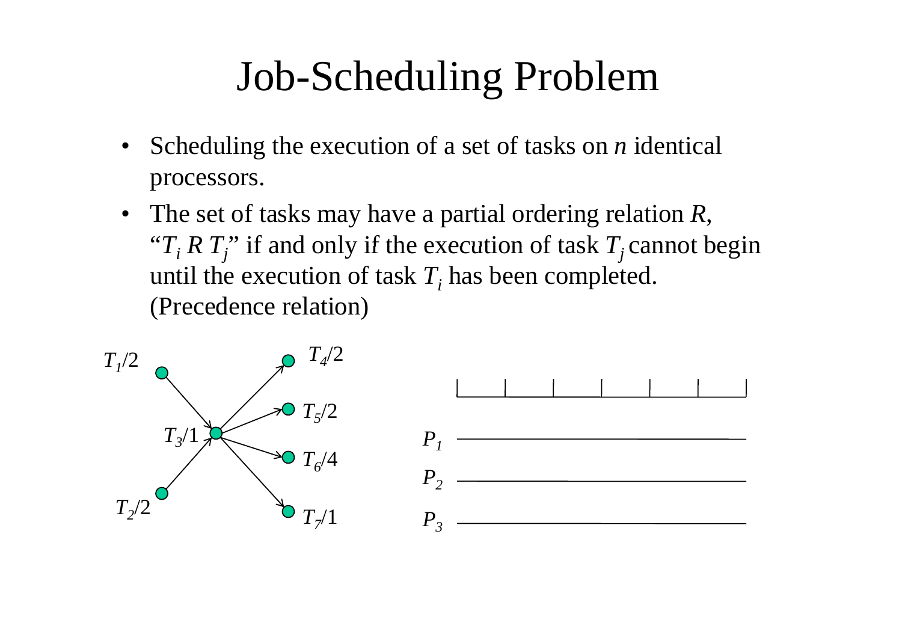# Job-Scheduling Problem

- Scheduling the execution of a set of tasks on *n* identical processors.
- The set of tasks may have a partial ordering relation $R$, "$T_i \, R \, T_j$" if and only if the execution of task $T_j$ cannot begin until the execution of task $T_i$ has been completed. (Precedence relation)

$T_1/2$ $T_4/2$ $T_5/2$ $T_3/1$ $T_6/4$ $T_2/2$ $T_7/1$

$P_1$

$P_2$

$P_3$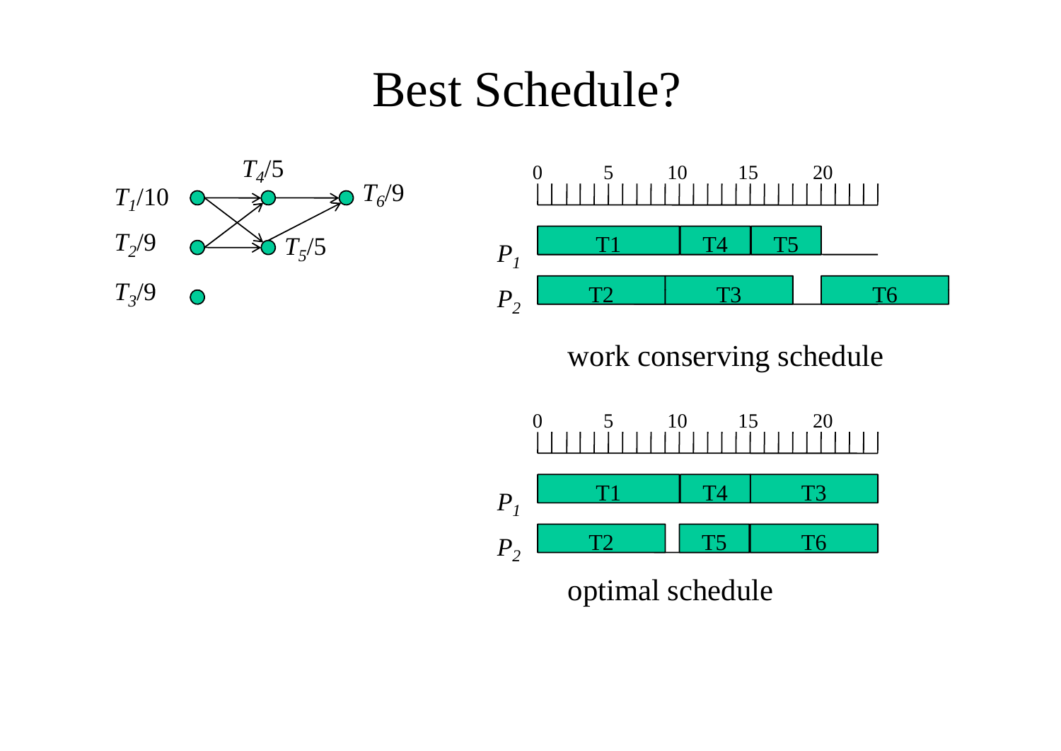# Best Schedule?

$T_1/10$, $T_2/9$, $T_3/9$, $T_4/5$, $T_5/5$, $T_6/9$

| | 0–5 | 5–10 | 10–15 | 15–20 | 20+ |
|---|---|---|---|---|---|
| $P_1$ | T1 | T1 | T4 | T5 | |
| $P_2$ | T2 | T2 / T3 | T3 | T3 | T6 |

work conserving schedule

| | 0–5 | 5–10 | 10–15 | 15–20 | 20+ |
|---|---|---|---|---|---|
| $P_1$ | T1 | T1 | T4 | T3 | T3 |
| $P_2$ | T2 | T2 | T5 | T6 | T6 |

optimal schedule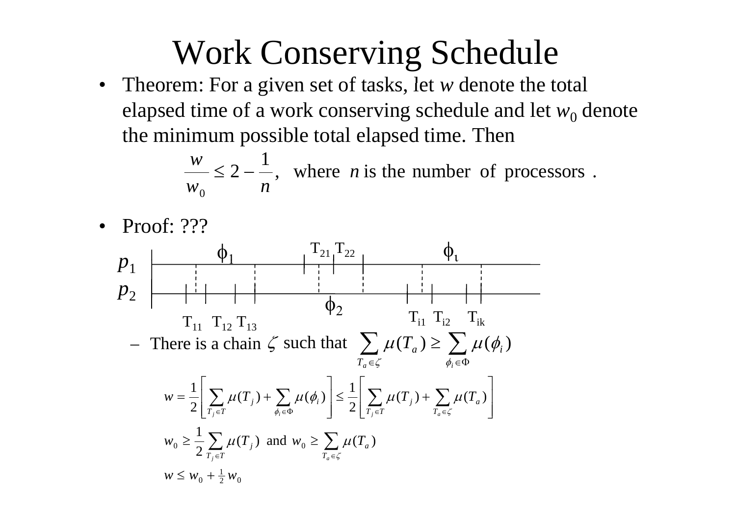# Work Conserving Schedule

- Theorem: For a given set of tasks, let $w$ denote the total elapsed time of a work conserving schedule and let $w_0$ denote the minimum possible total elapsed time. Then

$$\frac{w}{w_0} \leq 2 - \frac{1}{n}, \quad \text{where } n \text{ is the number of processors .}$$

- Proof: ???

$p_1$, $p_2$: $\phi_1$, $T_{21}$ $T_{22}$, $\phi_\iota$, $\phi_2$, $T_{11}$ $T_{12}$ $T_{13}$, $T_{i1}$ $T_{i2}$ $T_{ik}$

  - There is a chain $\zeta$ such that $\sum_{T_a \in \zeta} \mu(T_a) \geq \sum_{\phi_i \in \Phi} \mu(\phi_i)$

$$w = \frac{1}{2}\left[\sum_{T_j \in T} \mu(T_j) + \sum_{\phi_i \in \Phi} \mu(\phi_i)\right] \leq \frac{1}{2}\left[\sum_{T_j \in T} \mu(T_j) + \sum_{T_a \in \zeta} \mu(T_a)\right]$$

$$w_0 \geq \frac{1}{2}\sum_{T_j \in T} \mu(T_j) \text{ and } w_0 \geq \sum_{T_a \in \zeta} \mu(T_a)$$

$$w \leq w_0 + \tfrac{1}{2} w_0$$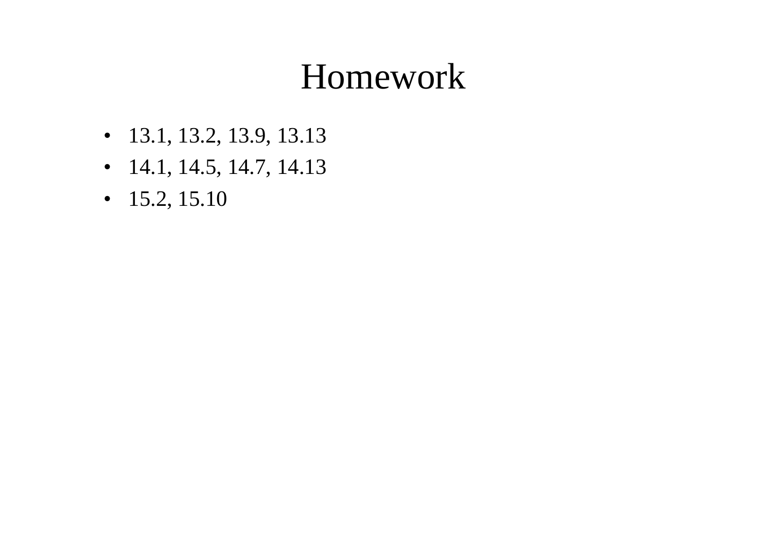# Homework

- 13.1, 13.2, 13.9, 13.13
- 14.1, 14.5, 14.7, 14.13
- 15.2, 15.10